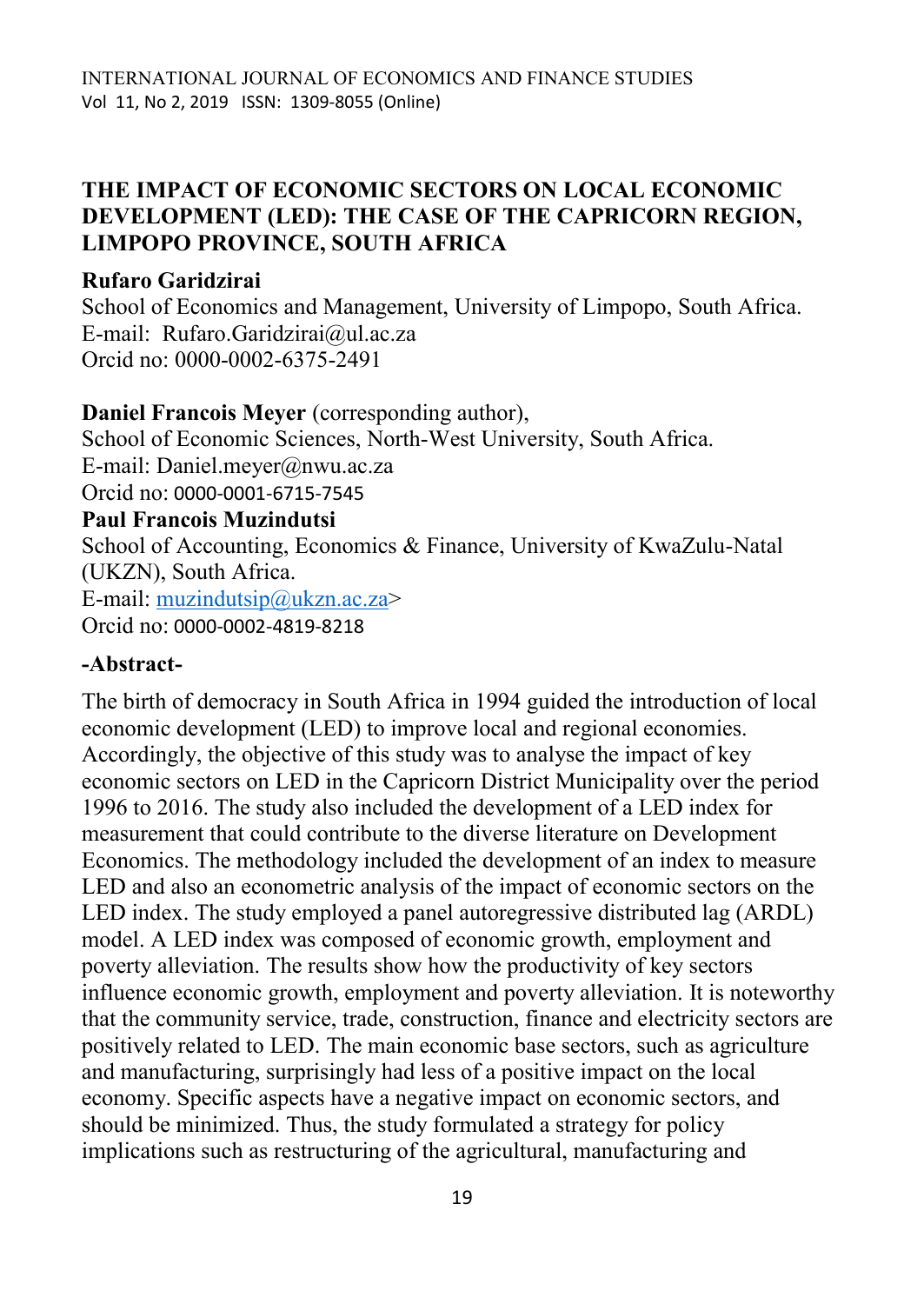# THE IMPACT OF ECONOMIC SECTORS ON LOCAL ECONOMIC DEVELOPMENT (LED): THE CASE OF THE CAPRICORN REGION, LIMPOPO PROVINCE, SOUTH AFRICA

**Rufaro Garidzirai**
School of Economics and Management, University of Limpopo, South Africa.
E-mail: Rufaro.Garidzirai@ul.ac.za
Orcid no: 0000-0002-6375-2491

**Daniel Francois Meyer** (corresponding author),
School of Economic Sciences, North-West University, South Africa.
E-mail: Daniel.meyer@nwu.ac.za
Orcid no: 0000-0001-6715-7545

**Paul Francois Muzindutsi**
School of Accounting, Economics & Finance, University of KwaZulu-Natal (UKZN), South Africa.
E-mail: muzindutsip@ukzn.ac.za>
Orcid no: 0000-0002-4819-8218

**-Abstract-**

The birth of democracy in South Africa in 1994 guided the introduction of local economic development (LED) to improve local and regional economies. Accordingly, the objective of this study was to analyse the impact of key economic sectors on LED in the Capricorn District Municipality over the period 1996 to 2016. The study also included the development of a LED index for measurement that could contribute to the diverse literature on Development Economics. The methodology included the development of an index to measure LED and also an econometric analysis of the impact of economic sectors on the LED index. The study employed a panel autoregressive distributed lag (ARDL) model. A LED index was composed of economic growth, employment and poverty alleviation. The results show how the productivity of key sectors influence economic growth, employment and poverty alleviation. It is noteworthy that the community service, trade, construction, finance and electricity sectors are positively related to LED. The main economic base sectors, such as agriculture and manufacturing, surprisingly had less of a positive impact on the local economy. Specific aspects have a negative impact on economic sectors, and should be minimized. Thus, the study formulated a strategy for policy implications such as restructuring of the agricultural, manufacturing and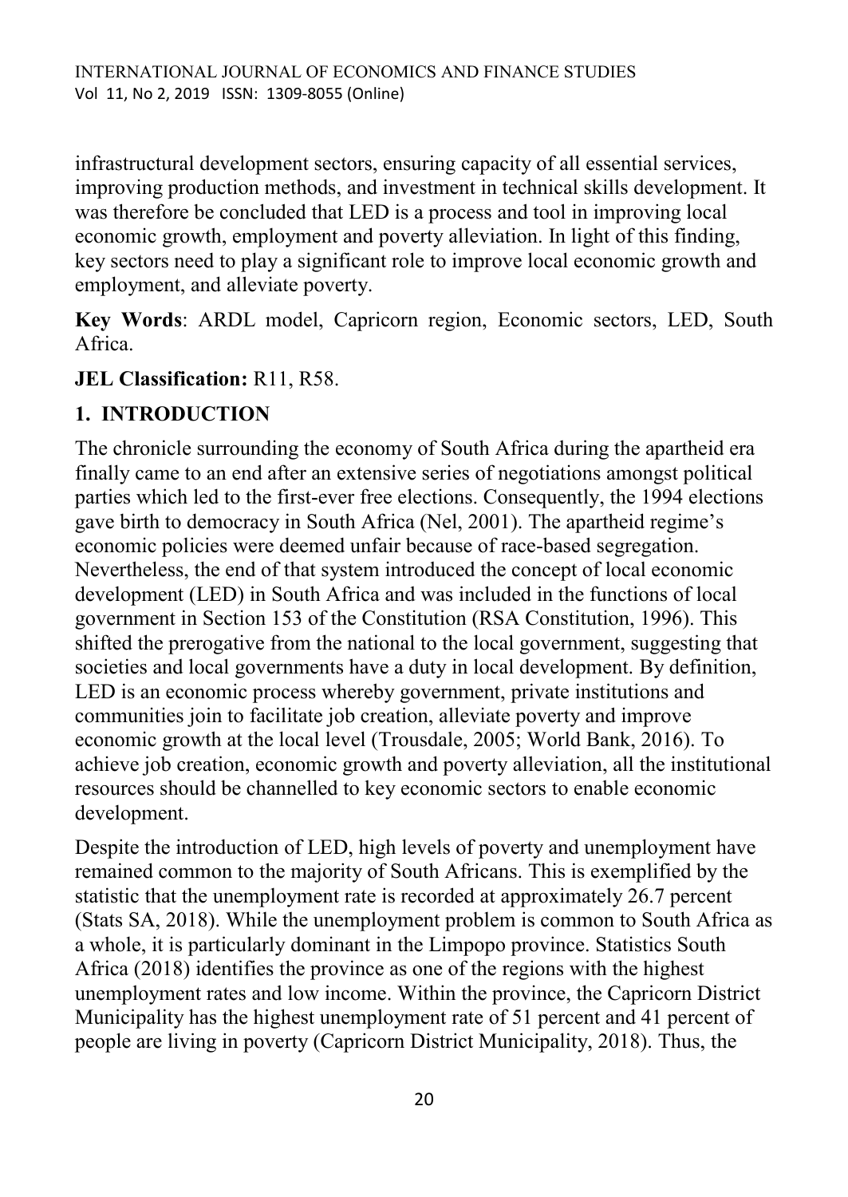infrastructural development sectors, ensuring capacity of all essential services, improving production methods, and investment in technical skills development. It was therefore be concluded that LED is a process and tool in improving local economic growth, employment and poverty alleviation. In light of this finding, key sectors need to play a significant role to improve local economic growth and employment, and alleviate poverty.

**Key Words**: ARDL model, Capricorn region, Economic sectors, LED, South Africa.

**JEL Classification:** R11, R58.

## 1. INTRODUCTION

The chronicle surrounding the economy of South Africa during the apartheid era finally came to an end after an extensive series of negotiations amongst political parties which led to the first-ever free elections. Consequently, the 1994 elections gave birth to democracy in South Africa (Nel, 2001). The apartheid regime's economic policies were deemed unfair because of race-based segregation. Nevertheless, the end of that system introduced the concept of local economic development (LED) in South Africa and was included in the functions of local government in Section 153 of the Constitution (RSA Constitution, 1996). This shifted the prerogative from the national to the local government, suggesting that societies and local governments have a duty in local development. By definition, LED is an economic process whereby government, private institutions and communities join to facilitate job creation, alleviate poverty and improve economic growth at the local level (Trousdale, 2005; World Bank, 2016). To achieve job creation, economic growth and poverty alleviation, all the institutional resources should be channelled to key economic sectors to enable economic development.

Despite the introduction of LED, high levels of poverty and unemployment have remained common to the majority of South Africans. This is exemplified by the statistic that the unemployment rate is recorded at approximately 26.7 percent (Stats SA, 2018). While the unemployment problem is common to South Africa as a whole, it is particularly dominant in the Limpopo province. Statistics South Africa (2018) identifies the province as one of the regions with the highest unemployment rates and low income. Within the province, the Capricorn District Municipality has the highest unemployment rate of 51 percent and 41 percent of people are living in poverty (Capricorn District Municipality, 2018). Thus, the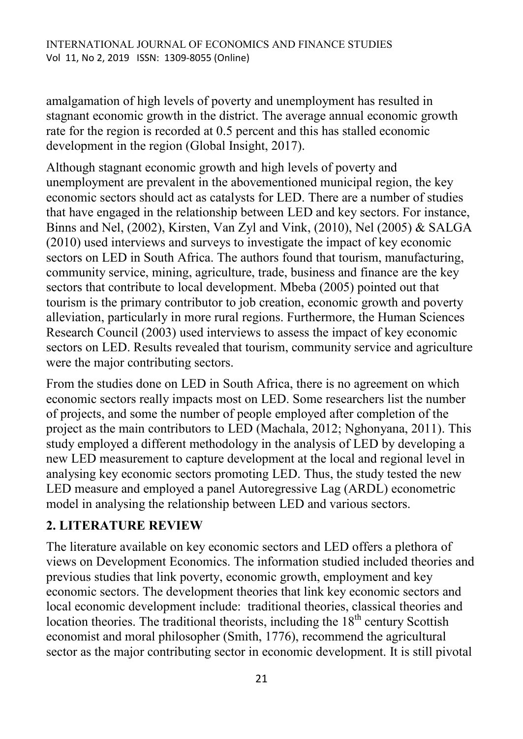amalgamation of high levels of poverty and unemployment has resulted in stagnant economic growth in the district. The average annual economic growth rate for the region is recorded at 0.5 percent and this has stalled economic development in the region (Global Insight, 2017).

Although stagnant economic growth and high levels of poverty and unemployment are prevalent in the abovementioned municipal region, the key economic sectors should act as catalysts for LED. There are a number of studies that have engaged in the relationship between LED and key sectors. For instance, Binns and Nel, (2002), Kirsten, Van Zyl and Vink, (2010), Nel (2005) & SALGA (2010) used interviews and surveys to investigate the impact of key economic sectors on LED in South Africa. The authors found that tourism, manufacturing, community service, mining, agriculture, trade, business and finance are the key sectors that contribute to local development. Mbeba (2005) pointed out that tourism is the primary contributor to job creation, economic growth and poverty alleviation, particularly in more rural regions. Furthermore, the Human Sciences Research Council (2003) used interviews to assess the impact of key economic sectors on LED. Results revealed that tourism, community service and agriculture were the major contributing sectors.

From the studies done on LED in South Africa, there is no agreement on which economic sectors really impacts most on LED. Some researchers list the number of projects, and some the number of people employed after completion of the project as the main contributors to LED (Machala, 2012; Nghonyana, 2011). This study employed a different methodology in the analysis of LED by developing a new LED measurement to capture development at the local and regional level in analysing key economic sectors promoting LED. Thus, the study tested the new LED measure and employed a panel Autoregressive Lag (ARDL) econometric model in analysing the relationship between LED and various sectors.

## 2. LITERATURE REVIEW

The literature available on key economic sectors and LED offers a plethora of views on Development Economics. The information studied included theories and previous studies that link poverty, economic growth, employment and key economic sectors. The development theories that link key economic sectors and local economic development include: traditional theories, classical theories and location theories. The traditional theorists, including the 18th century Scottish economist and moral philosopher (Smith, 1776), recommend the agricultural sector as the major contributing sector in economic development. It is still pivotal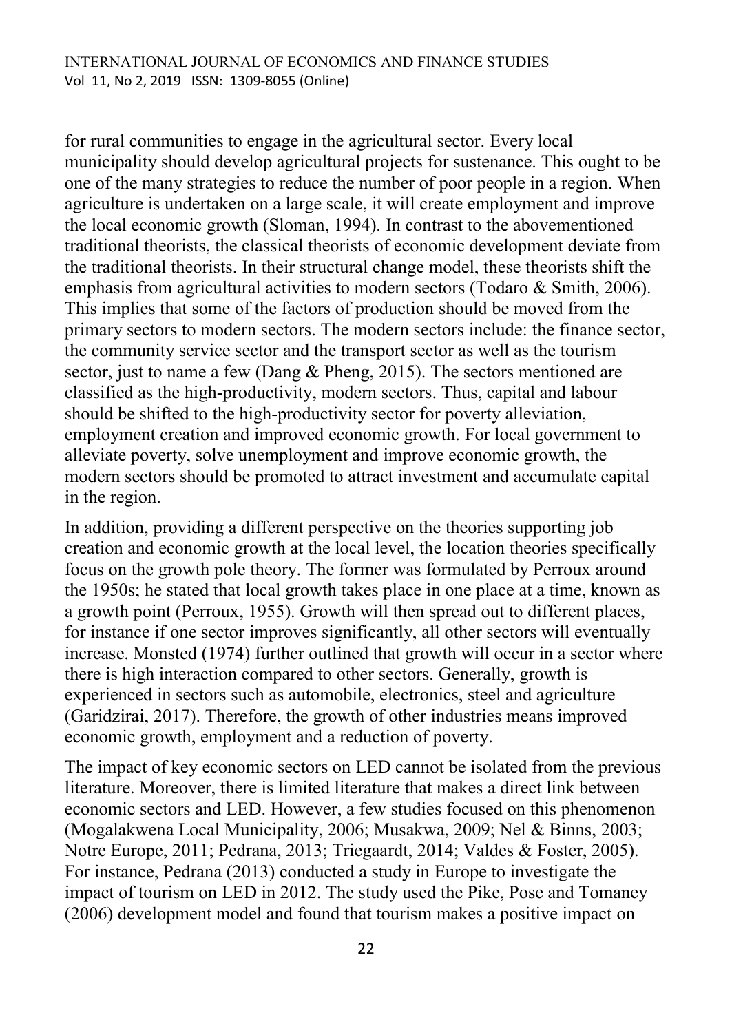for rural communities to engage in the agricultural sector. Every local municipality should develop agricultural projects for sustenance. This ought to be one of the many strategies to reduce the number of poor people in a region. When agriculture is undertaken on a large scale, it will create employment and improve the local economic growth (Sloman, 1994). In contrast to the abovementioned traditional theorists, the classical theorists of economic development deviate from the traditional theorists. In their structural change model, these theorists shift the emphasis from agricultural activities to modern sectors (Todaro & Smith, 2006). This implies that some of the factors of production should be moved from the primary sectors to modern sectors. The modern sectors include: the finance sector, the community service sector and the transport sector as well as the tourism sector, just to name a few (Dang & Pheng, 2015). The sectors mentioned are classified as the high-productivity, modern sectors. Thus, capital and labour should be shifted to the high-productivity sector for poverty alleviation, employment creation and improved economic growth. For local government to alleviate poverty, solve unemployment and improve economic growth, the modern sectors should be promoted to attract investment and accumulate capital in the region.

In addition, providing a different perspective on the theories supporting job creation and economic growth at the local level, the location theories specifically focus on the growth pole theory. The former was formulated by Perroux around the 1950s; he stated that local growth takes place in one place at a time, known as a growth point (Perroux, 1955). Growth will then spread out to different places, for instance if one sector improves significantly, all other sectors will eventually increase. Monsted (1974) further outlined that growth will occur in a sector where there is high interaction compared to other sectors. Generally, growth is experienced in sectors such as automobile, electronics, steel and agriculture (Garidzirai, 2017). Therefore, the growth of other industries means improved economic growth, employment and a reduction of poverty.

The impact of key economic sectors on LED cannot be isolated from the previous literature. Moreover, there is limited literature that makes a direct link between economic sectors and LED. However, a few studies focused on this phenomenon (Mogalakwena Local Municipality, 2006; Musakwa, 2009; Nel & Binns, 2003; Notre Europe, 2011; Pedrana, 2013; Triegaardt, 2014; Valdes & Foster, 2005). For instance, Pedrana (2013) conducted a study in Europe to investigate the impact of tourism on LED in 2012. The study used the Pike, Pose and Tomaney (2006) development model and found that tourism makes a positive impact on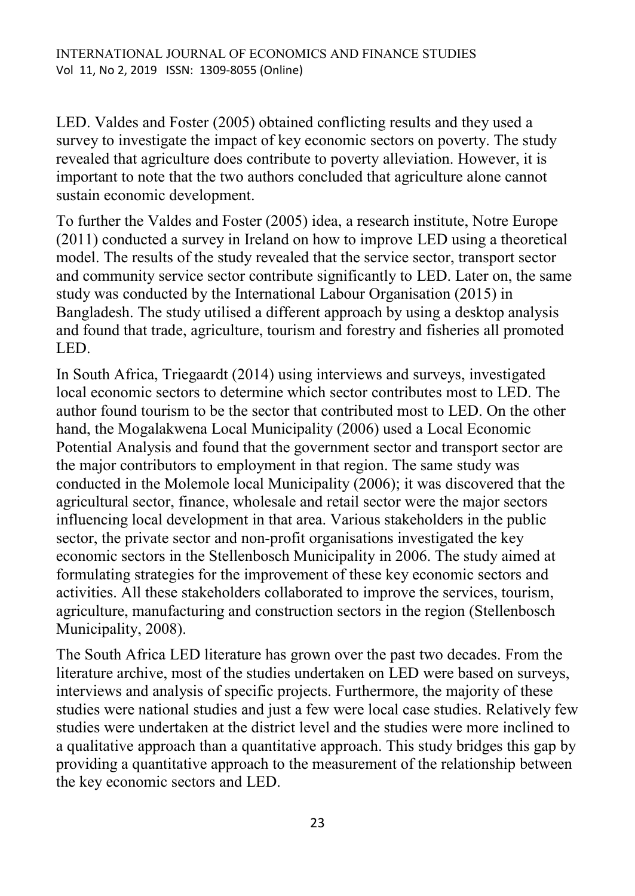LED. Valdes and Foster (2005) obtained conflicting results and they used a survey to investigate the impact of key economic sectors on poverty. The study revealed that agriculture does contribute to poverty alleviation. However, it is important to note that the two authors concluded that agriculture alone cannot sustain economic development.

To further the Valdes and Foster (2005) idea, a research institute, Notre Europe (2011) conducted a survey in Ireland on how to improve LED using a theoretical model. The results of the study revealed that the service sector, transport sector and community service sector contribute significantly to LED. Later on, the same study was conducted by the International Labour Organisation (2015) in Bangladesh. The study utilised a different approach by using a desktop analysis and found that trade, agriculture, tourism and forestry and fisheries all promoted LED.

In South Africa, Triegaardt (2014) using interviews and surveys, investigated local economic sectors to determine which sector contributes most to LED. The author found tourism to be the sector that contributed most to LED. On the other hand, the Mogalakwena Local Municipality (2006) used a Local Economic Potential Analysis and found that the government sector and transport sector are the major contributors to employment in that region. The same study was conducted in the Molemole local Municipality (2006); it was discovered that the agricultural sector, finance, wholesale and retail sector were the major sectors influencing local development in that area. Various stakeholders in the public sector, the private sector and non-profit organisations investigated the key economic sectors in the Stellenbosch Municipality in 2006. The study aimed at formulating strategies for the improvement of these key economic sectors and activities. All these stakeholders collaborated to improve the services, tourism, agriculture, manufacturing and construction sectors in the region (Stellenbosch Municipality, 2008).

The South Africa LED literature has grown over the past two decades. From the literature archive, most of the studies undertaken on LED were based on surveys, interviews and analysis of specific projects. Furthermore, the majority of these studies were national studies and just a few were local case studies. Relatively few studies were undertaken at the district level and the studies were more inclined to a qualitative approach than a quantitative approach. This study bridges this gap by providing a quantitative approach to the measurement of the relationship between the key economic sectors and LED.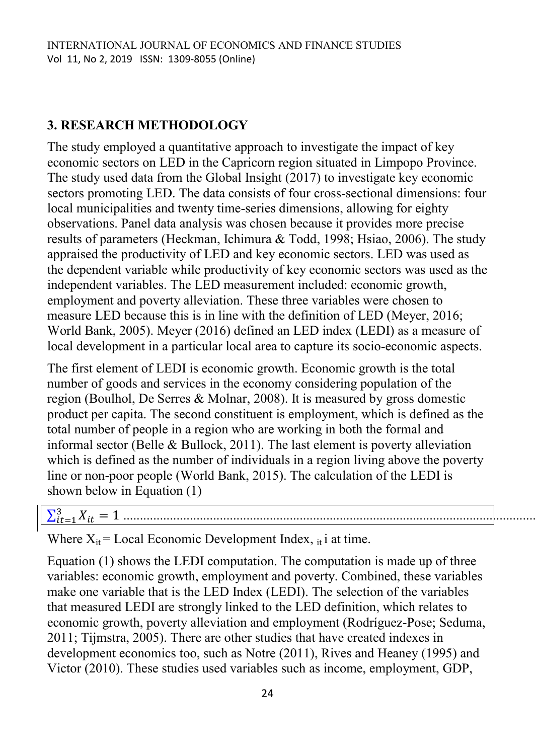## 3. RESEARCH METHODOLOGY

The study employed a quantitative approach to investigate the impact of key economic sectors on LED in the Capricorn region situated in Limpopo Province. The study used data from the Global Insight (2017) to investigate key economic sectors promoting LED. The data consists of four cross-sectional dimensions: four local municipalities and twenty time-series dimensions, allowing for eighty observations. Panel data analysis was chosen because it provides more precise results of parameters (Heckman, Ichimura & Todd, 1998; Hsiao, 2006). The study appraised the productivity of LED and key economic sectors. LED was used as the dependent variable while productivity of key economic sectors was used as the independent variables. The LED measurement included: economic growth, employment and poverty alleviation. These three variables were chosen to measure LED because this is in line with the definition of LED (Meyer, 2016; World Bank, 2005). Meyer (2016) defined an LED index (LEDI) as a measure of local development in a particular local area to capture its socio-economic aspects.

The first element of LEDI is economic growth. Economic growth is the total number of goods and services in the economy considering population of the region (Boulhol, De Serres & Molnar, 2008). It is measured by gross domestic product per capita. The second constituent is employment, which is defined as the total number of people in a region who are working in both the formal and informal sector (Belle & Bullock, 2011). The last element is poverty alleviation which is defined as the number of individuals in a region living above the poverty line or non-poor people (World Bank, 2015). The calculation of the LEDI is shown below in Equation (1)

$$\sum_{it=1}^{3} X_{it} = 1 \quad (1)$$

Where $X_{it}$ = Local Economic Development Index, $_{it}$ i at time.

Equation (1) shows the LEDI computation. The computation is made up of three variables: economic growth, employment and poverty. Combined, these variables make one variable that is the LED Index (LEDI). The selection of the variables that measured LEDI are strongly linked to the LED definition, which relates to economic growth, poverty alleviation and employment (Rodríguez-Pose; Seduma, 2011; Tijmstra, 2005). There are other studies that have created indexes in development economics too, such as Notre (2011), Rives and Heaney (1995) and Victor (2010). These studies used variables such as income, employment, GDP,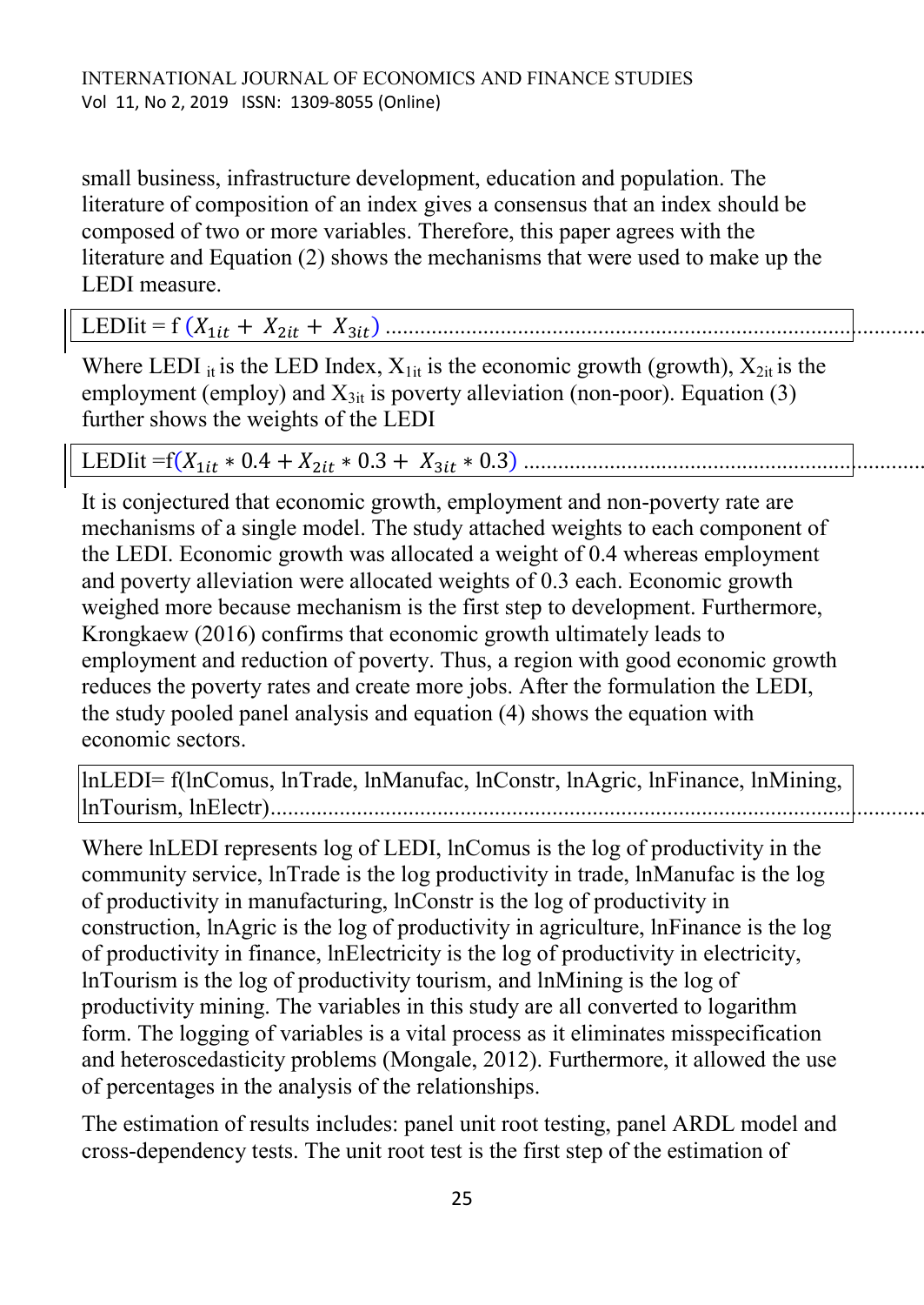small business, infrastructure development, education and population. The literature of composition of an index gives a consensus that an index should be composed of two or more variables. Therefore, this paper agrees with the literature and Equation (2) shows the mechanisms that were used to make up the LEDI measure.

$$\text{LEDIit} = f\,(X_{1it} + X_{2it} + X_{3it}) \quad (2)$$

Where LEDI $_{it}$ is the LED Index, $X_{1it}$ is the economic growth (growth), $X_{2it}$ is the employment (employ) and $X_{3it}$ is poverty alleviation (non-poor). Equation (3) further shows the weights of the LEDI

$$\text{LEDIit} = f(X_{1it} * 0.4 + X_{2it} * 0.3 + X_{3it} * 0.3) \quad (3)$$

It is conjectured that economic growth, employment and non-poverty rate are mechanisms of a single model. The study attached weights to each component of the LEDI. Economic growth was allocated a weight of 0.4 whereas employment and poverty alleviation were allocated weights of 0.3 each. Economic growth weighed more because mechanism is the first step to development. Furthermore, Krongkaew (2016) confirms that economic growth ultimately leads to employment and reduction of poverty. Thus, a region with good economic growth reduces the poverty rates and create more jobs. After the formulation the LEDI, the study pooled panel analysis and equation (4) shows the equation with economic sectors.

$$\text{lnLEDI} = f(\text{lnComus, lnTrade, lnManufac, lnConstr, lnAgric, lnFinance, lnMining, lnTourism, lnElectr}) \quad (4)$$

Where lnLEDI represents log of LEDI, lnComus is the log of productivity in the community service, lnTrade is the log productivity in trade, lnManufac is the log of productivity in manufacturing, lnConstr is the log of productivity in construction, lnAgric is the log of productivity in agriculture, lnFinance is the log of productivity in finance, lnElectricity is the log of productivity in electricity, lnTourism is the log of productivity tourism, and lnMining is the log of productivity mining. The variables in this study are all converted to logarithm form. The logging of variables is a vital process as it eliminates misspecification and heteroscedasticity problems (Mongale, 2012). Furthermore, it allowed the use of percentages in the analysis of the relationships.

The estimation of results includes: panel unit root testing, panel ARDL model and cross-dependency tests. The unit root test is the first step of the estimation of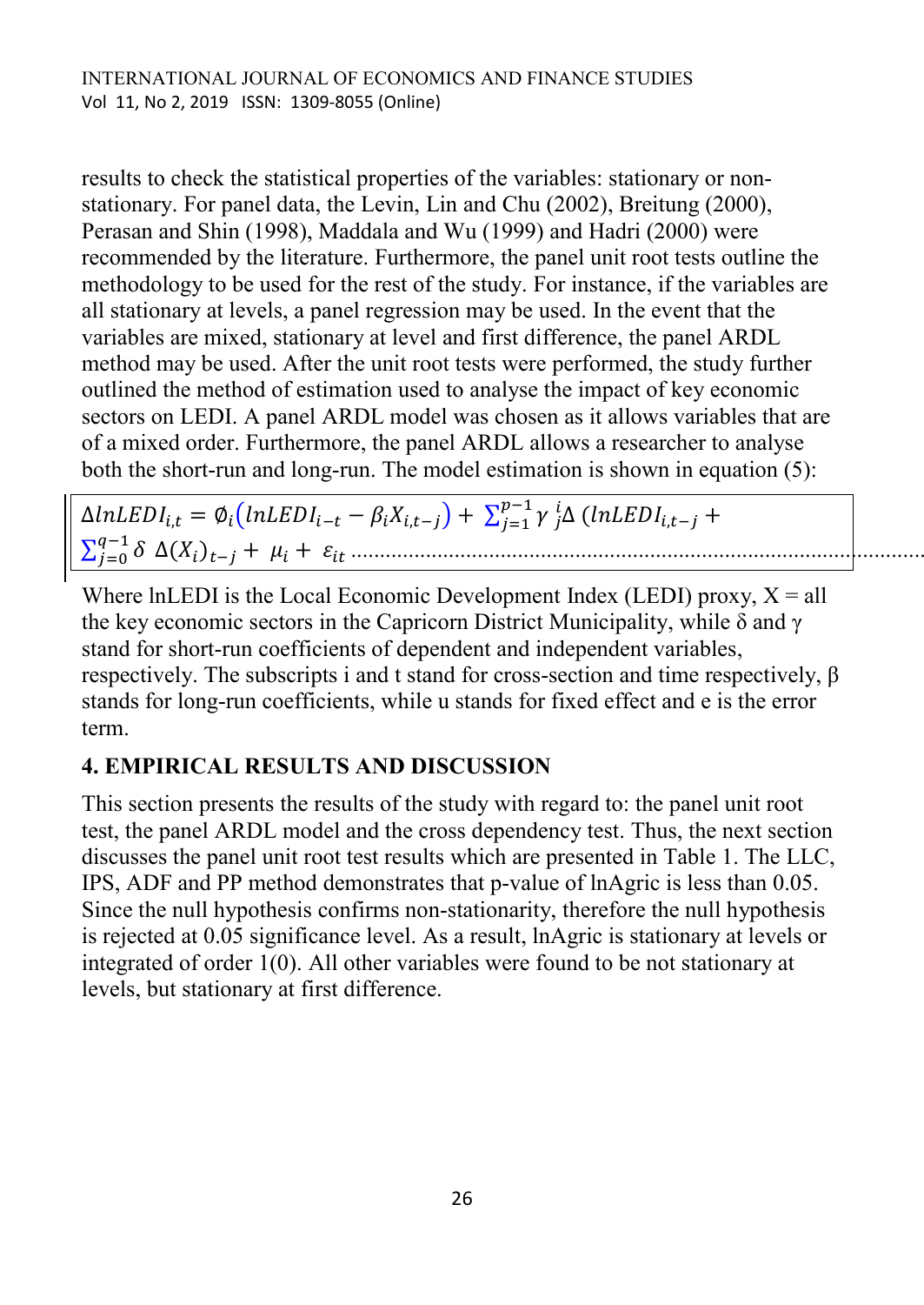results to check the statistical properties of the variables: stationary or non-stationary. For panel data, the Levin, Lin and Chu (2002), Breitung (2000), Perasan and Shin (1998), Maddala and Wu (1999) and Hadri (2000) were recommended by the literature. Furthermore, the panel unit root tests outline the methodology to be used for the rest of the study. For instance, if the variables are all stationary at levels, a panel regression may be used. In the event that the variables are mixed, stationary at level and first difference, the panel ARDL method may be used. After the unit root tests were performed, the study further outlined the method of estimation used to analyse the impact of key economic sectors on LEDI. A panel ARDL model was chosen as it allows variables that are of a mixed order. Furthermore, the panel ARDL allows a researcher to analyse both the short-run and long-run. The model estimation is shown in equation (5):

$$\Delta lnLEDI_{i,t} = \emptyset_i\left(lnLEDI_{i-t} - \beta_i X_{i,t-j}\right) + \sum_{j=1}^{p-1} \gamma\, _j^i \Delta\left(lnLEDI_{i,t-j} + \sum_{j=0}^{q-1} \delta\, \Delta(X_i)_{t-j} + \mu_i + \varepsilon_{it}\right. \qquad (5)$$

Where lnLEDI is the Local Economic Development Index (LEDI) proxy, X = all the key economic sectors in the Capricorn District Municipality, while δ and γ stand for short-run coefficients of dependent and independent variables, respectively. The subscripts i and t stand for cross-section and time respectively, β stands for long-run coefficients, while u stands for fixed effect and e is the error term.

## 4. EMPIRICAL RESULTS AND DISCUSSION

This section presents the results of the study with regard to: the panel unit root test, the panel ARDL model and the cross dependency test. Thus, the next section discusses the panel unit root test results which are presented in Table 1. The LLC, IPS, ADF and PP method demonstrates that p-value of lnAgric is less than 0.05. Since the null hypothesis confirms non-stationarity, therefore the null hypothesis is rejected at 0.05 significance level. As a result, lnAgric is stationary at levels or integrated of order 1(0). All other variables were found to be not stationary at levels, but stationary at first difference.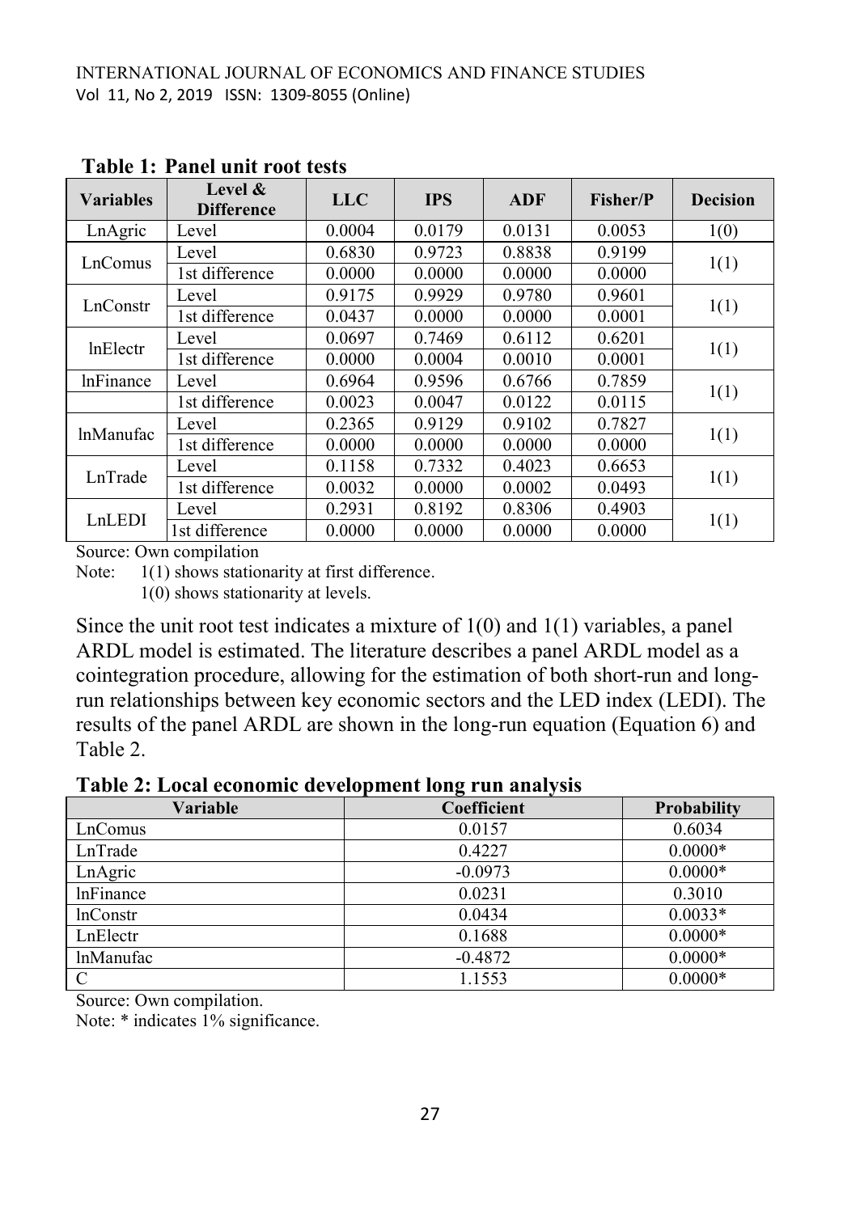**Table 1: Panel unit root tests**

| Variables | Level & Difference | LLC | IPS | ADF | Fisher/P | Decision |
|---|---|---|---|---|---|---|
| LnAgric | Level | 0.0004 | 0.0179 | 0.0131 | 0.0053 | 1(0) |
| LnComus | Level | 0.6830 | 0.9723 | 0.8838 | 0.9199 | 1(1) |
| | 1st difference | 0.0000 | 0.0000 | 0.0000 | 0.0000 | |
| LnConstr | Level | 0.9175 | 0.9929 | 0.9780 | 0.9601 | 1(1) |
| | 1st difference | 0.0437 | 0.0000 | 0.0000 | 0.0001 | |
| lnElectr | Level | 0.0697 | 0.7469 | 0.6112 | 0.6201 | 1(1) |
| | 1st difference | 0.0000 | 0.0004 | 0.0010 | 0.0001 | |
| lnFinance | Level | 0.6964 | 0.9596 | 0.6766 | 0.7859 | 1(1) |
| | 1st difference | 0.0023 | 0.0047 | 0.0122 | 0.0115 | |
| lnManufac | Level | 0.2365 | 0.9129 | 0.9102 | 0.7827 | 1(1) |
| | 1st difference | 0.0000 | 0.0000 | 0.0000 | 0.0000 | |
| LnTrade | Level | 0.1158 | 0.7332 | 0.4023 | 0.6653 | 1(1) |
| | 1st difference | 0.0032 | 0.0000 | 0.0002 | 0.0493 | |
| LnLEDI | Level | 0.2931 | 0.8192 | 0.8306 | 0.4903 | 1(1) |
| | 1st difference | 0.0000 | 0.0000 | 0.0000 | 0.0000 | |

Source: Own compilation

Note: 1(1) shows stationarity at first difference.
1(0) shows stationarity at levels.

Since the unit root test indicates a mixture of 1(0) and 1(1) variables, a panel ARDL model is estimated. The literature describes a panel ARDL model as a cointegration procedure, allowing for the estimation of both short-run and long-run relationships between key economic sectors and the LED index (LEDI). The results of the panel ARDL are shown in the long-run equation (Equation 6) and Table 2.

**Table 2: Local economic development long run analysis**

| Variable | Coefficient | Probability |
|---|---|---|
| LnComus | 0.0157 | 0.6034 |
| LnTrade | 0.4227 | 0.0000* |
| LnAgric | -0.0973 | 0.0000* |
| lnFinance | 0.0231 | 0.3010 |
| lnConstr | 0.0434 | 0.0033* |
| LnElectr | 0.1688 | 0.0000* |
| lnManufac | -0.4872 | 0.0000* |
| C | 1.1553 | 0.0000* |

Source: Own compilation.

Note: * indicates 1% significance.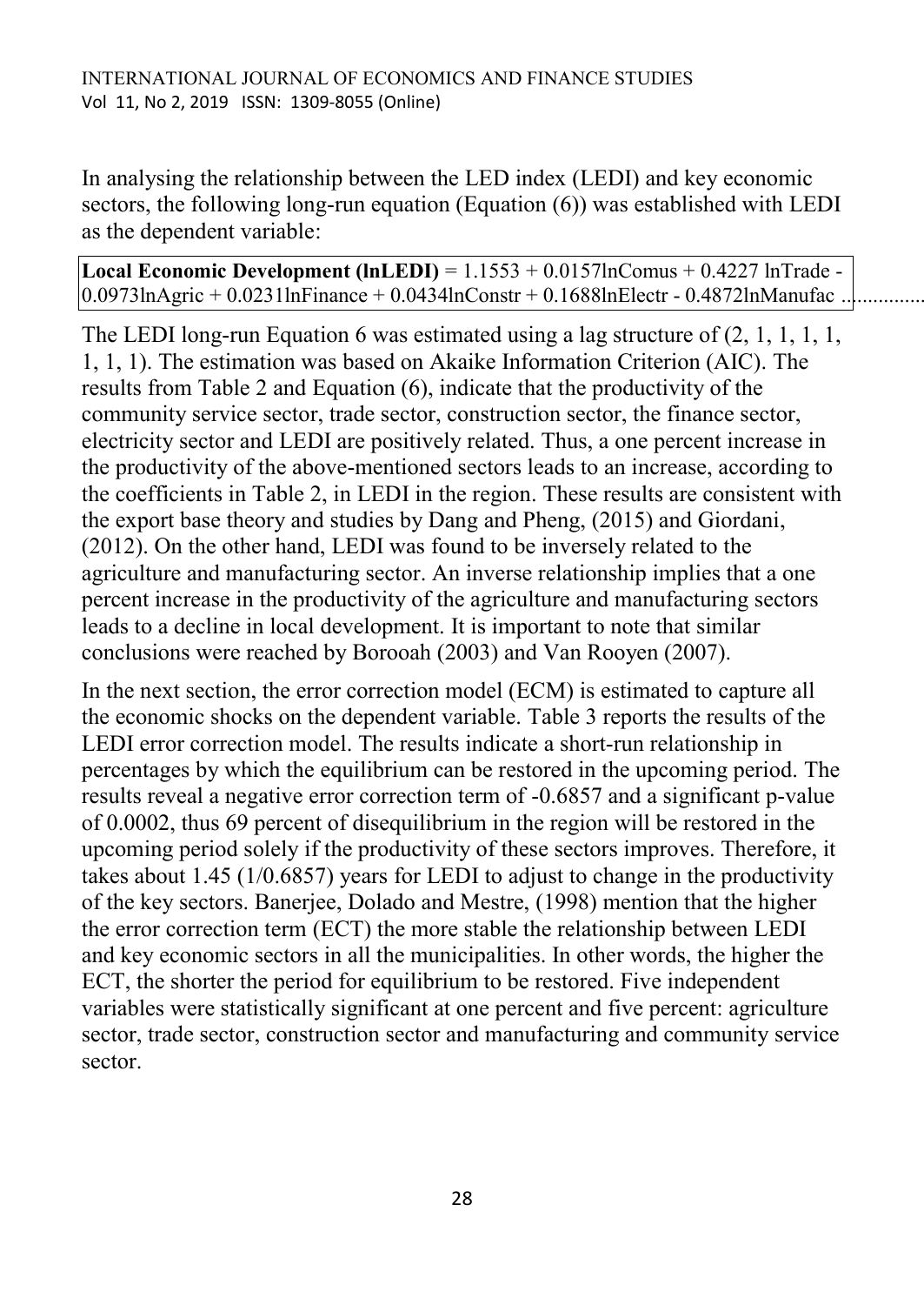In analysing the relationship between the LED index (LEDI) and key economic sectors, the following long-run equation (Equation (6)) was established with LEDI as the dependent variable:

**Local Economic Development (lnLEDI)** = 1.1553 + 0.0157lnComus + 0.4227 lnTrade - 0.0973lnAgric + 0.0231lnFinance + 0.0434lnConstr + 0.1688lnElectr - 0.4872lnManufac ................

The LEDI long-run Equation 6 was estimated using a lag structure of (2, 1, 1, 1, 1, 1, 1, 1). The estimation was based on Akaike Information Criterion (AIC). The results from Table 2 and Equation (6), indicate that the productivity of the community service sector, trade sector, construction sector, the finance sector, electricity sector and LEDI are positively related. Thus, a one percent increase in the productivity of the above-mentioned sectors leads to an increase, according to the coefficients in Table 2, in LEDI in the region. These results are consistent with the export base theory and studies by Dang and Pheng, (2015) and Giordani, (2012). On the other hand, LEDI was found to be inversely related to the agriculture and manufacturing sector. An inverse relationship implies that a one percent increase in the productivity of the agriculture and manufacturing sectors leads to a decline in local development. It is important to note that similar conclusions were reached by Borooah (2003) and Van Rooyen (2007).

In the next section, the error correction model (ECM) is estimated to capture all the economic shocks on the dependent variable. Table 3 reports the results of the LEDI error correction model. The results indicate a short-run relationship in percentages by which the equilibrium can be restored in the upcoming period. The results reveal a negative error correction term of -0.6857 and a significant p-value of 0.0002, thus 69 percent of disequilibrium in the region will be restored in the upcoming period solely if the productivity of these sectors improves. Therefore, it takes about 1.45 (1/0.6857) years for LEDI to adjust to change in the productivity of the key sectors. Banerjee, Dolado and Mestre, (1998) mention that the higher the error correction term (ECT) the more stable the relationship between LEDI and key economic sectors in all the municipalities. In other words, the higher the ECT, the shorter the period for equilibrium to be restored. Five independent variables were statistically significant at one percent and five percent: agriculture sector, trade sector, construction sector and manufacturing and community service sector.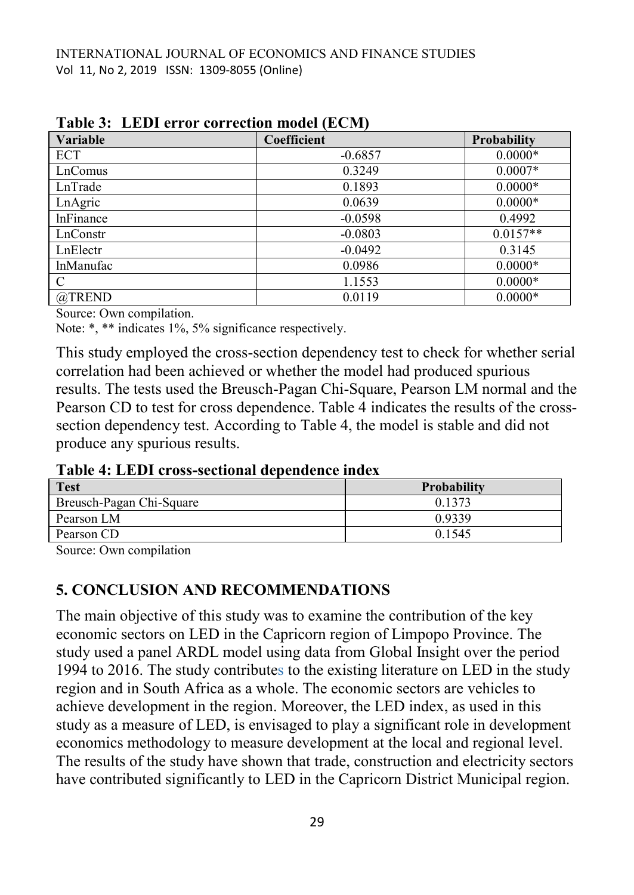**Table 3: LEDI error correction model (ECM)**

| Variable | Coefficient | Probability |
|---|---|---|
| ECT | -0.6857 | 0.0000* |
| LnComus | 0.3249 | 0.0007* |
| LnTrade | 0.1893 | 0.0000* |
| LnAgric | 0.0639 | 0.0000* |
| lnFinance | -0.0598 | 0.4992 |
| LnConstr | -0.0803 | 0.0157** |
| LnElectr | -0.0492 | 0.3145 |
| lnManufac | 0.0986 | 0.0000* |
| C | 1.1553 | 0.0000* |
| @TREND | 0.0119 | 0.0000* |

Source: Own compilation.

Note: *, ** indicates 1%, 5% significance respectively.

This study employed the cross-section dependency test to check for whether serial correlation had been achieved or whether the model had produced spurious results. The tests used the Breusch-Pagan Chi-Square, Pearson LM normal and the Pearson CD to test for cross dependence. Table 4 indicates the results of the cross-section dependency test. According to Table 4, the model is stable and did not produce any spurious results.

**Table 4: LEDI cross-sectional dependence index**

| Test | Probability |
|---|---|
| Breusch-Pagan Chi-Square | 0.1373 |
| Pearson LM | 0.9339 |
| Pearson CD | 0.1545 |

Source: Own compilation

## 5. CONCLUSION AND RECOMMENDATIONS

The main objective of this study was to examine the contribution of the key economic sectors on LED in the Capricorn region of Limpopo Province. The study used a panel ARDL model using data from Global Insight over the period 1994 to 2016. The study contributes to the existing literature on LED in the study region and in South Africa as a whole. The economic sectors are vehicles to achieve development in the region. Moreover, the LED index, as used in this study as a measure of LED, is envisaged to play a significant role in development economics methodology to measure development at the local and regional level. The results of the study have shown that trade, construction and electricity sectors have contributed significantly to LED in the Capricorn District Municipal region.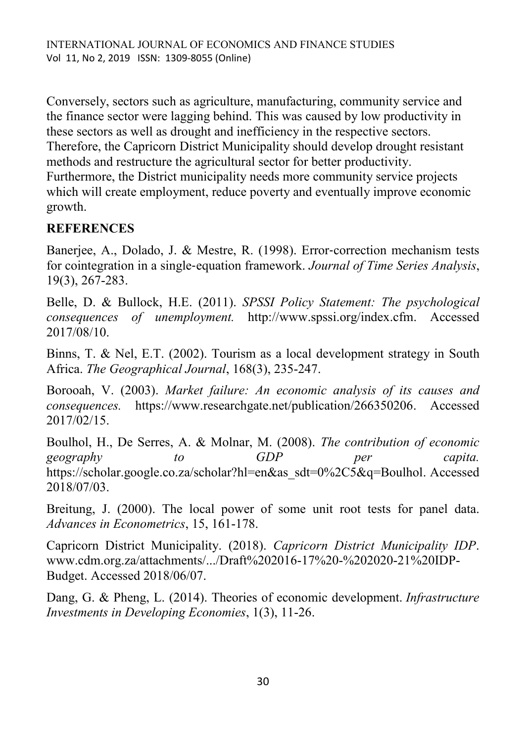Conversely, sectors such as agriculture, manufacturing, community service and the finance sector were lagging behind. This was caused by low productivity in these sectors as well as drought and inefficiency in the respective sectors. Therefore, the Capricorn District Municipality should develop drought resistant methods and restructure the agricultural sector for better productivity. Furthermore, the District municipality needs more community service projects which will create employment, reduce poverty and eventually improve economic growth.

## REFERENCES

Banerjee, A., Dolado, J. & Mestre, R. (1998). Error-correction mechanism tests for cointegration in a single-equation framework. *Journal of Time Series Analysis*, 19(3), 267-283.

Belle, D. & Bullock, H.E. (2011). *SPSSI Policy Statement: The psychological consequences of unemployment.* http://www.spssi.org/index.cfm. Accessed 2017/08/10.

Binns, T. & Nel, E.T. (2002). Tourism as a local development strategy in South Africa. *The Geographical Journal*, 168(3), 235-247.

Borooah, V. (2003). *Market failure: An economic analysis of its causes and consequences.* https://www.researchgate.net/publication/266350206. Accessed 2017/02/15.

Boulhol, H., De Serres, A. & Molnar, M. (2008). *The contribution of economic geography to GDP per capita.* https://scholar.google.co.za/scholar?hl=en&as_sdt=0%2C5&q=Boulhol. Accessed 2018/07/03.

Breitung, J. (2000). The local power of some unit root tests for panel data. *Advances in Econometrics*, 15, 161-178.

Capricorn District Municipality. (2018). *Capricorn District Municipality IDP*. www.cdm.org.za/attachments/.../Draft%202016-17%20-%202020-21%20IDP-Budget. Accessed 2018/06/07.

Dang, G. & Pheng, L. (2014). Theories of economic development. *Infrastructure Investments in Developing Economies*, 1(3), 11-26.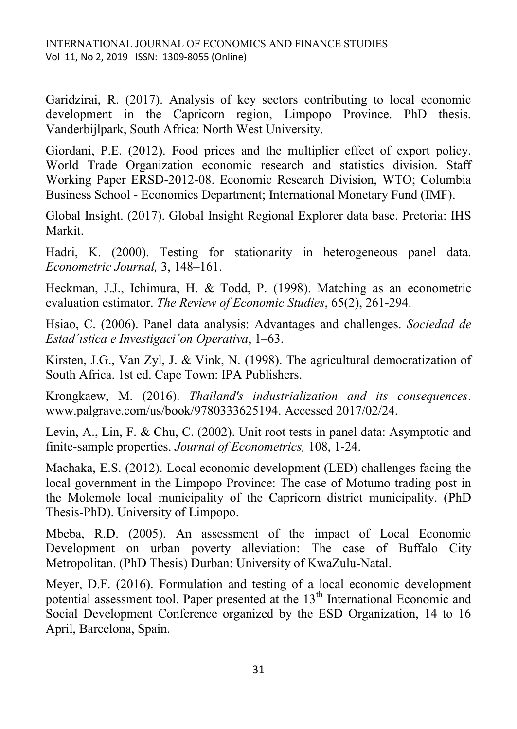Garidzirai, R. (2017). Analysis of key sectors contributing to local economic development in the Capricorn region, Limpopo Province. PhD thesis. Vanderbijlpark, South Africa: North West University.

Giordani, P.E. (2012). Food prices and the multiplier effect of export policy. World Trade Organization economic research and statistics division. Staff Working Paper ERSD-2012-08. Economic Research Division, WTO; Columbia Business School - Economics Department; International Monetary Fund (IMF).

Global Insight. (2017). Global Insight Regional Explorer data base. Pretoria: IHS Markit.

Hadri, K. (2000). Testing for stationarity in heterogeneous panel data. *Econometric Journal,* 3, 148–161.

Heckman, J.J., Ichimura, H. & Todd, P. (1998). Matching as an econometric evaluation estimator. *The Review of Economic Studies*, 65(2), 261-294.

Hsiao, C. (2006). Panel data analysis: Advantages and challenges. *Sociedad de Estad´ıstica e Investigaci´on Operativa*, 1–63.

Kirsten, J.G., Van Zyl, J. & Vink, N. (1998). The agricultural democratization of South Africa. 1st ed. Cape Town: IPA Publishers.

Krongkaew, M. (2016). *Thailand's industrialization and its consequences*. www.palgrave.com/us/book/9780333625194. Accessed 2017/02/24.

Levin, A., Lin, F. & Chu, C. (2002). Unit root tests in panel data: Asymptotic and finite-sample properties. *Journal of Econometrics,* 108, 1-24.

Machaka, E.S. (2012). Local economic development (LED) challenges facing the local government in the Limpopo Province: The case of Motumo trading post in the Molemole local municipality of the Capricorn district municipality. (PhD Thesis-PhD). University of Limpopo.

Mbeba, R.D. (2005). An assessment of the impact of Local Economic Development on urban poverty alleviation: The case of Buffalo City Metropolitan. (PhD Thesis) Durban: University of KwaZulu-Natal.

Meyer, D.F. (2016). Formulation and testing of a local economic development potential assessment tool. Paper presented at the 13th International Economic and Social Development Conference organized by the ESD Organization, 14 to 16 April, Barcelona, Spain.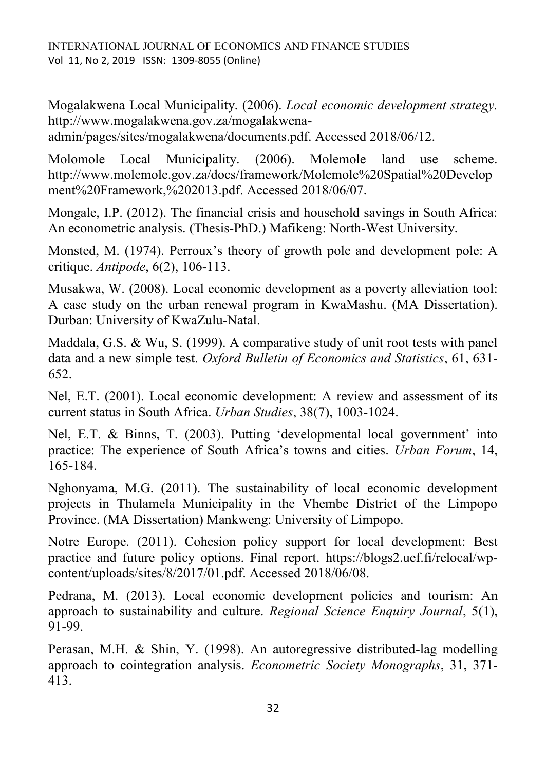Mogalakwena Local Municipality. (2006). *Local economic development strategy.* http://www.mogalakwena.gov.za/mogalakwena-admin/pages/sites/mogalakwena/documents.pdf. Accessed 2018/06/12.

Molomole Local Municipality. (2006). Molemole land use scheme. http://www.molemole.gov.za/docs/framework/Molemole%20Spatial%20Development%20Framework,%202013.pdf. Accessed 2018/06/07.

Mongale, I.P. (2012). The financial crisis and household savings in South Africa: An econometric analysis. (Thesis-PhD.) Mafikeng: North-West University.

Monsted, M. (1974). Perroux's theory of growth pole and development pole: A critique. *Antipode*, 6(2), 106-113.

Musakwa, W. (2008). Local economic development as a poverty alleviation tool: A case study on the urban renewal program in KwaMashu. (MA Dissertation). Durban: University of KwaZulu-Natal.

Maddala, G.S. & Wu, S. (1999). A comparative study of unit root tests with panel data and a new simple test. *Oxford Bulletin of Economics and Statistics*, 61, 631-652.

Nel, E.T. (2001). Local economic development: A review and assessment of its current status in South Africa. *Urban Studies*, 38(7), 1003-1024.

Nel, E.T. & Binns, T. (2003). Putting 'developmental local government' into practice: The experience of South Africa's towns and cities. *Urban Forum*, 14, 165-184.

Nghonyama, M.G. (2011). The sustainability of local economic development projects in Thulamela Municipality in the Vhembe District of the Limpopo Province. (MA Dissertation) Mankweng: University of Limpopo.

Notre Europe. (2011). Cohesion policy support for local development: Best practice and future policy options. Final report. https://blogs2.uef.fi/relocal/wp-content/uploads/sites/8/2017/01.pdf. Accessed 2018/06/08.

Pedrana, M. (2013). Local economic development policies and tourism: An approach to sustainability and culture. *Regional Science Enquiry Journal*, 5(1), 91-99.

Perasan, M.H. & Shin, Y. (1998). An autoregressive distributed-lag modelling approach to cointegration analysis. *Econometric Society Monographs*, 31, 371-413.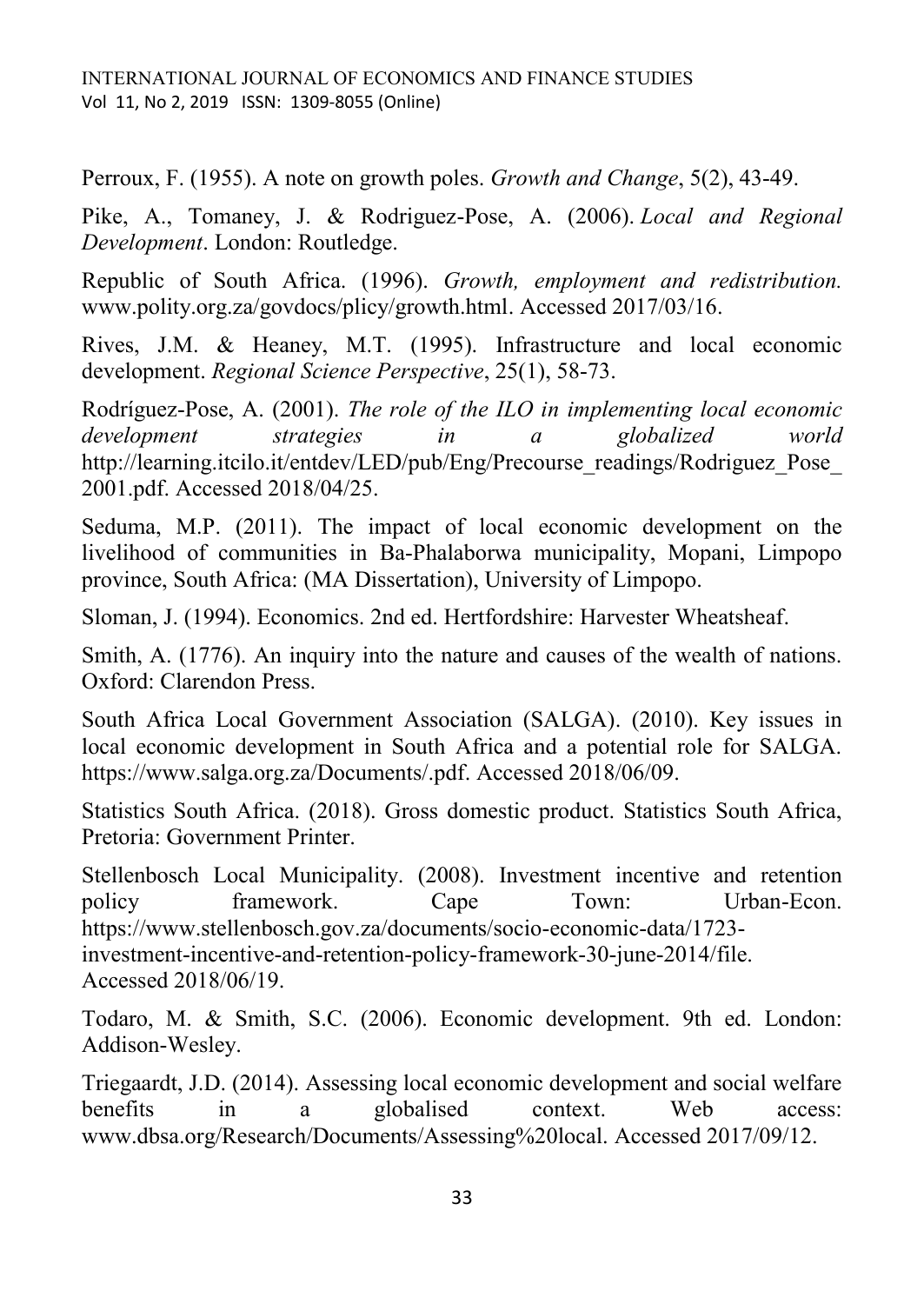Perroux, F. (1955). A note on growth poles. *Growth and Change*, 5(2), 43-49.

Pike, A., Tomaney, J. & Rodriguez-Pose, A. (2006). *Local and Regional Development*. London: Routledge.

Republic of South Africa. (1996). *Growth, employment and redistribution.* www.polity.org.za/govdocs/plicy/growth.html. Accessed 2017/03/16.

Rives, J.M. & Heaney, M.T. (1995). Infrastructure and local economic development. *Regional Science Perspective*, 25(1), 58-73.

Rodríguez-Pose, A. (2001). *The role of the ILO in implementing local economic development strategies in a globalized world* http://learning.itcilo.it/entdev/LED/pub/Eng/Precourse_readings/Rodriguez_Pose_2001.pdf. Accessed 2018/04/25.

Seduma, M.P. (2011). The impact of local economic development on the livelihood of communities in Ba-Phalaborwa municipality, Mopani, Limpopo province, South Africa: (MA Dissertation), University of Limpopo.

Sloman, J. (1994). Economics. 2nd ed. Hertfordshire: Harvester Wheatsheaf.

Smith, A. (1776). An inquiry into the nature and causes of the wealth of nations. Oxford: Clarendon Press.

South Africa Local Government Association (SALGA). (2010). Key issues in local economic development in South Africa and a potential role for SALGA. https://www.salga.org.za/Documents/.pdf. Accessed 2018/06/09.

Statistics South Africa. (2018). Gross domestic product. Statistics South Africa, Pretoria: Government Printer.

Stellenbosch Local Municipality. (2008). Investment incentive and retention policy framework. Cape Town: Urban-Econ. https://www.stellenbosch.gov.za/documents/socio-economic-data/1723-investment-incentive-and-retention-policy-framework-30-june-2014/file. Accessed 2018/06/19.

Todaro, M. & Smith, S.C. (2006). Economic development. 9th ed. London: Addison-Wesley.

Triegaardt, J.D. (2014). Assessing local economic development and social welfare benefits in a globalised context. Web access: www.dbsa.org/Research/Documents/Assessing%20local. Accessed 2017/09/12.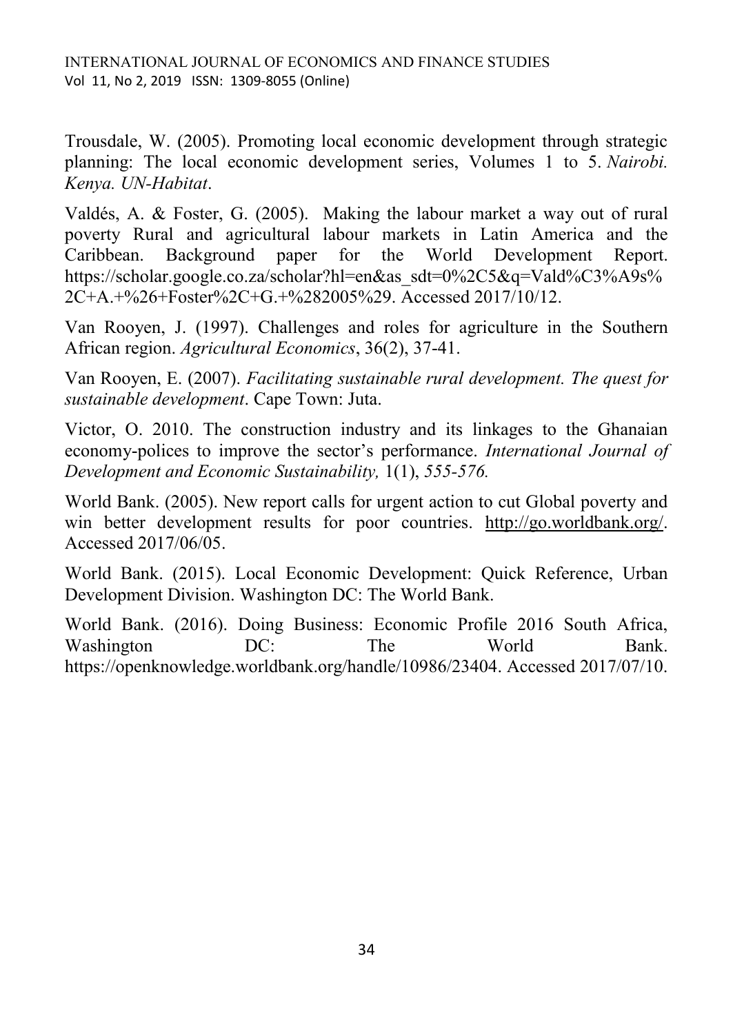Trousdale, W. (2005). Promoting local economic development through strategic planning: The local economic development series, Volumes 1 to 5. *Nairobi. Kenya. UN-Habitat*.

Valdés, A. & Foster, G. (2005). Making the labour market a way out of rural poverty Rural and agricultural labour markets in Latin America and the Caribbean. Background paper for the World Development Report. https://scholar.google.co.za/scholar?hl=en&as_sdt=0%2C5&q=Vald%C3%A9s%2C+A.+%26+Foster%2C+G.+%282005%29. Accessed 2017/10/12.

Van Rooyen, J. (1997). Challenges and roles for agriculture in the Southern African region. *Agricultural Economics*, 36(2), 37-41.

Van Rooyen, E. (2007). *Facilitating sustainable rural development. The quest for sustainable development*. Cape Town: Juta.

Victor, O. 2010. The construction industry and its linkages to the Ghanaian economy-polices to improve the sector's performance. *International Journal of Development and Economic Sustainability,* 1(1), *555-576.*

World Bank. (2005). New report calls for urgent action to cut Global poverty and win better development results for poor countries. http://go.worldbank.org/. Accessed 2017/06/05.

World Bank. (2015). Local Economic Development: Quick Reference, Urban Development Division. Washington DC: The World Bank.

World Bank. (2016). Doing Business: Economic Profile 2016 South Africa, Washington DC: The World Bank. https://openknowledge.worldbank.org/handle/10986/23404. Accessed 2017/07/10.